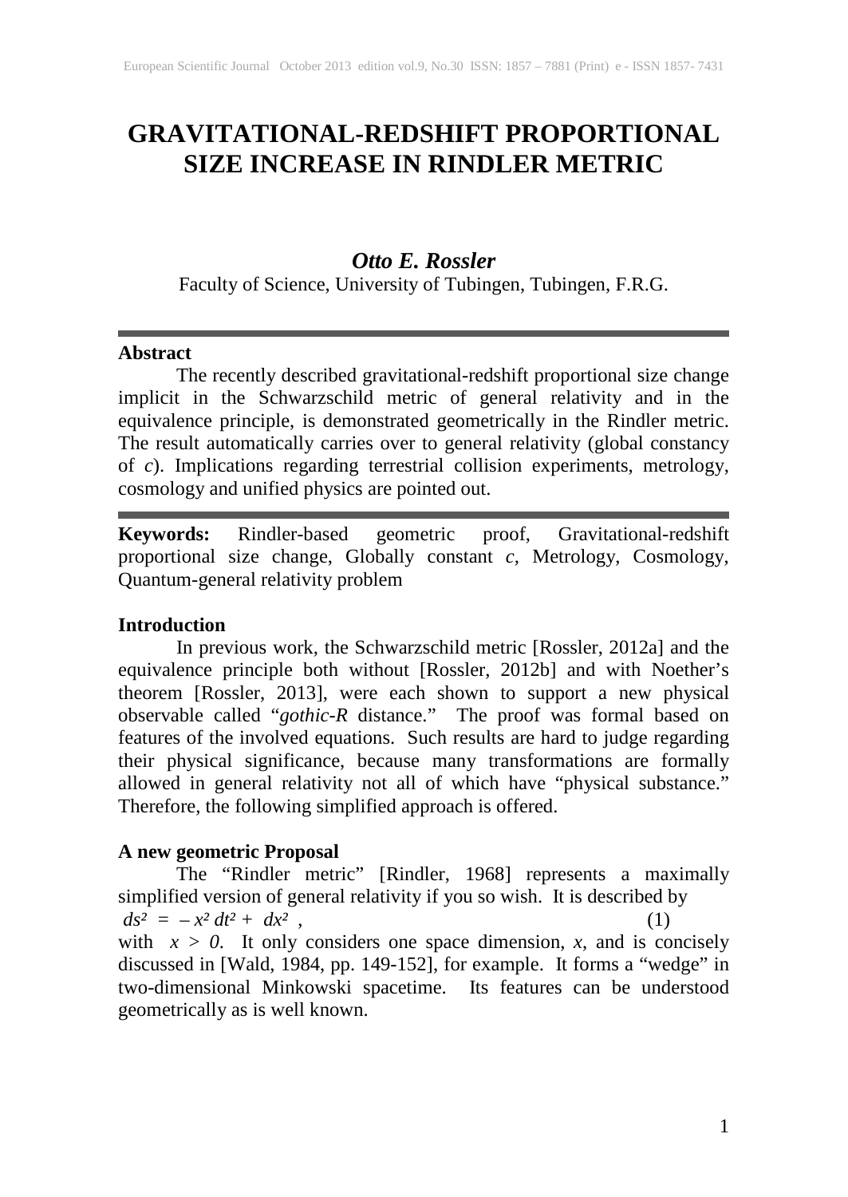# GRAVITATIONAL-REDSHIFT PROPORTIONAL SIZE INCREASE IN RINDLER METRIC

***Otto E. Rossler***

Faculty of Science, University of Tubingen, Tubingen, F.R.G.

---

**Abstract**

The recently described gravitational-redshift proportional size change implicit in the Schwarzschild metric of general relativity and in the equivalence principle, is demonstrated geometrically in the Rindler metric. The result automatically carries over to general relativity (global constancy of *c*). Implications regarding terrestrial collision experiments, metrology, cosmology and unified physics are pointed out.

---

**Keywords:** Rindler-based geometric proof, Gravitational-redshift proportional size change, Globally constant *c*, Metrology, Cosmology, Quantum-general relativity problem

## Introduction

In previous work, the Schwarzschild metric [Rossler, 2012a] and the equivalence principle both without [Rossler, 2012b] and with Noether's theorem [Rossler, 2013], were each shown to support a new physical observable called "*gothic-R* distance." The proof was formal based on features of the involved equations. Such results are hard to judge regarding their physical significance, because many transformations are formally allowed in general relativity not all of which have "physical substance." Therefore, the following simplified approach is offered.

## A new geometric Proposal

The "Rindler metric" [Rindler, 1968] represents a maximally simplified version of general relativity if you so wish. It is described by

$$ds^2 = -x^2\, dt^2 + dx^2 \,, \qquad (1)$$

with $x > 0$. It only considers one space dimension, *x*, and is concisely discussed in [Wald, 1984, pp. 149-152], for example. It forms a "wedge" in two-dimensional Minkowski spacetime. Its features can be understood geometrically as is well known.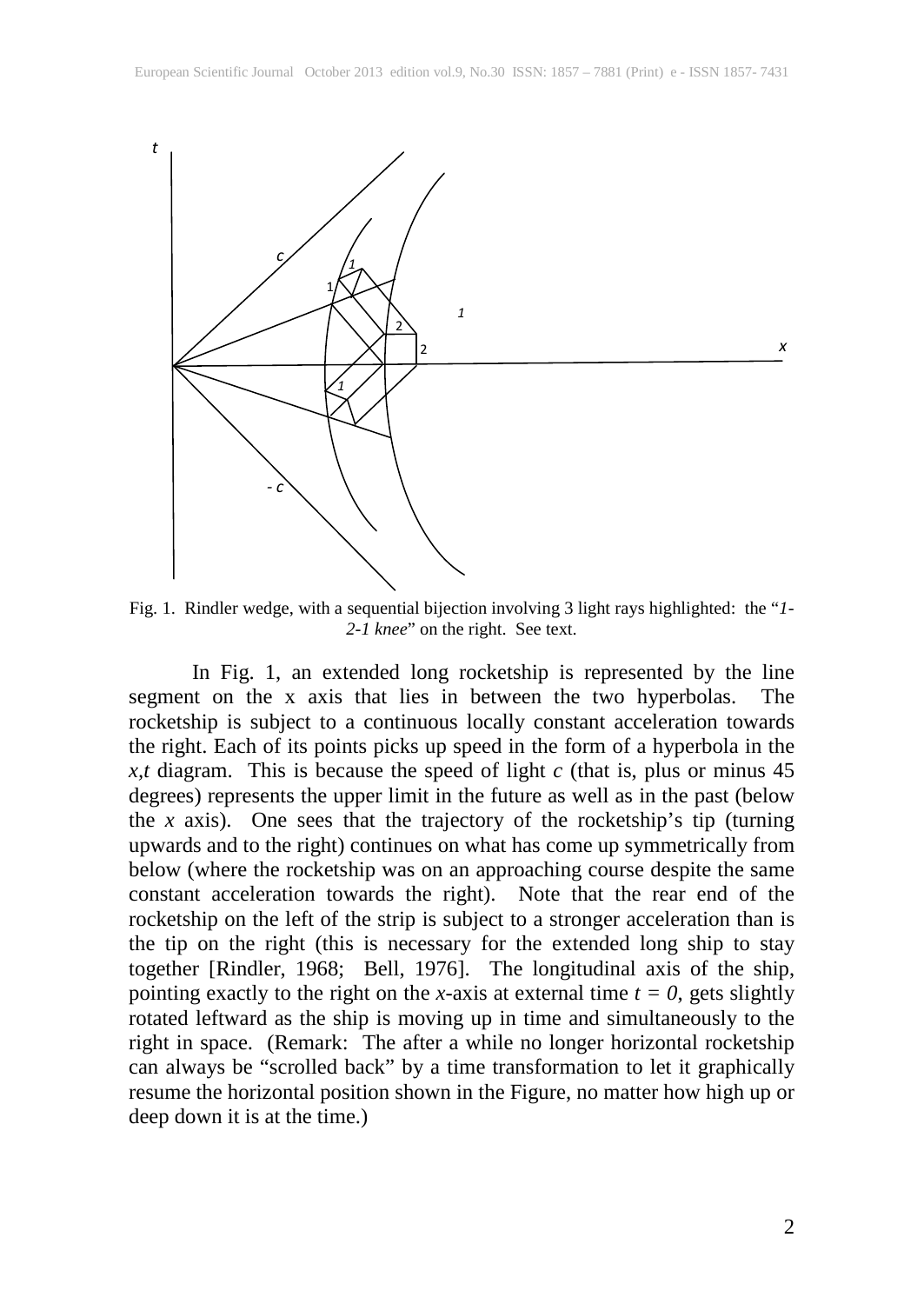Fig. 1. Rindler wedge, with a sequential bijection involving 3 light rays highlighted: the "*1-2-1 knee*" on the right. See text.

In Fig. 1, an extended long rocketship is represented by the line segment on the x axis that lies in between the two hyperbolas. The rocketship is subject to a continuous locally constant acceleration towards the right. Each of its points picks up speed in the form of a hyperbola in the $x,t$ diagram. This is because the speed of light $c$ (that is, plus or minus 45 degrees) represents the upper limit in the future as well as in the past (below the $x$ axis). One sees that the trajectory of the rocketship's tip (turning upwards and to the right) continues on what has come up symmetrically from below (where the rocketship was on an approaching course despite the same constant acceleration towards the right). Note that the rear end of the rocketship on the left of the strip is subject to a stronger acceleration than is the tip on the right (this is necessary for the extended long ship to stay together [Rindler, 1968; Bell, 1976]. The longitudinal axis of the ship, pointing exactly to the right on the $x$-axis at external time $t = 0$, gets slightly rotated leftward as the ship is moving up in time and simultaneously to the right in space. (Remark: The after a while no longer horizontal rocketship can always be "scrolled back" by a time transformation to let it graphically resume the horizontal position shown in the Figure, no matter how high up or deep down it is at the time.)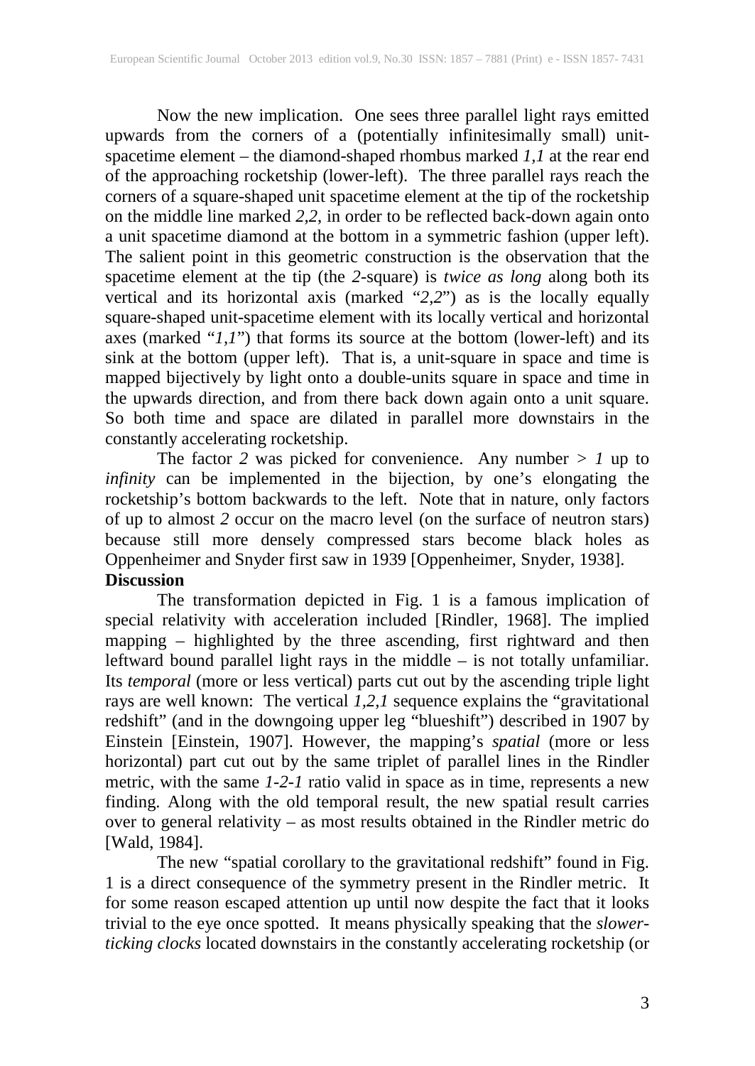Now the new implication. One sees three parallel light rays emitted upwards from the corners of a (potentially infinitesimally small) unit-spacetime element – the diamond-shaped rhombus marked *1,1* at the rear end of the approaching rocketship (lower-left). The three parallel rays reach the corners of a square-shaped unit spacetime element at the tip of the rocketship on the middle line marked *2,2*, in order to be reflected back-down again onto a unit spacetime diamond at the bottom in a symmetric fashion (upper left). The salient point in this geometric construction is the observation that the spacetime element at the tip (the *2*-square) is *twice as long* along both its vertical and its horizontal axis (marked "*2,2*") as is the locally equally square-shaped unit-spacetime element with its locally vertical and horizontal axes (marked "*1,1*") that forms its source at the bottom (lower-left) and its sink at the bottom (upper left). That is, a unit-square in space and time is mapped bijectively by light onto a double-units square in space and time in the upwards direction, and from there back down again onto a unit square. So both time and space are dilated in parallel more downstairs in the constantly accelerating rocketship.

The factor *2* was picked for convenience. Any number > *1* up to *infinity* can be implemented in the bijection, by one's elongating the rocketship's bottom backwards to the left. Note that in nature, only factors of up to almost *2* occur on the macro level (on the surface of neutron stars) because still more densely compressed stars become black holes as Oppenheimer and Snyder first saw in 1939 [Oppenheimer, Snyder, 1938].

**Discussion**

The transformation depicted in Fig. 1 is a famous implication of special relativity with acceleration included [Rindler, 1968]. The implied mapping – highlighted by the three ascending, first rightward and then leftward bound parallel light rays in the middle – is not totally unfamiliar. Its *temporal* (more or less vertical) parts cut out by the ascending triple light rays are well known: The vertical *1,2,1* sequence explains the "gravitational redshift" (and in the downgoing upper leg "blueshift") described in 1907 by Einstein [Einstein, 1907]. However, the mapping's *spatial* (more or less horizontal) part cut out by the same triplet of parallel lines in the Rindler metric, with the same *1-2-1* ratio valid in space as in time, represents a new finding. Along with the old temporal result, the new spatial result carries over to general relativity – as most results obtained in the Rindler metric do [Wald, 1984].

The new "spatial corollary to the gravitational redshift" found in Fig. 1 is a direct consequence of the symmetry present in the Rindler metric. It for some reason escaped attention up until now despite the fact that it looks trivial to the eye once spotted. It means physically speaking that the *slower-ticking clocks* located downstairs in the constantly accelerating rocketship (or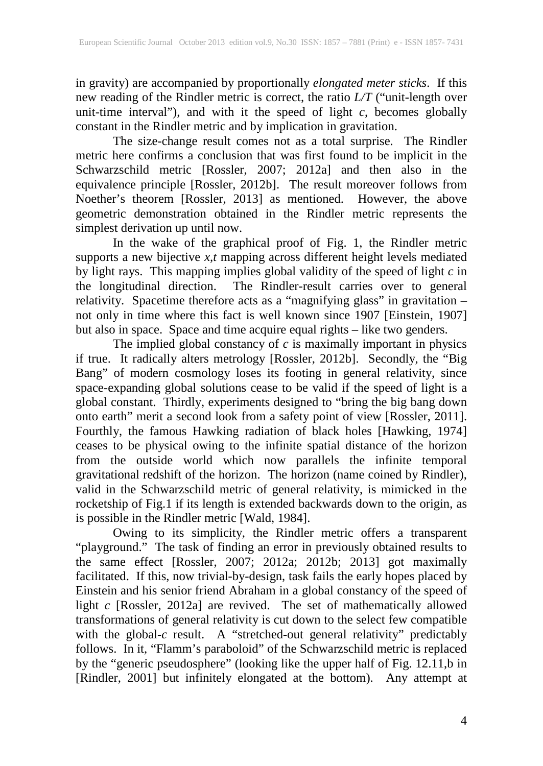in gravity) are accompanied by proportionally *elongated meter sticks*. If this new reading of the Rindler metric is correct, the ratio $L/T$ ("unit-length over unit-time interval"), and with it the speed of light $c$, becomes globally constant in the Rindler metric and by implication in gravitation.

The size-change result comes not as a total surprise. The Rindler metric here confirms a conclusion that was first found to be implicit in the Schwarzschild metric [Rossler, 2007; 2012a] and then also in the equivalence principle [Rossler, 2012b]. The result moreover follows from Noether's theorem [Rossler, 2013] as mentioned. However, the above geometric demonstration obtained in the Rindler metric represents the simplest derivation up until now.

In the wake of the graphical proof of Fig. 1, the Rindler metric supports a new bijective $x,t$ mapping across different height levels mediated by light rays. This mapping implies global validity of the speed of light $c$ in the longitudinal direction. The Rindler-result carries over to general relativity. Spacetime therefore acts as a "magnifying glass" in gravitation – not only in time where this fact is well known since 1907 [Einstein, 1907] but also in space. Space and time acquire equal rights – like two genders.

The implied global constancy of $c$ is maximally important in physics if true. It radically alters metrology [Rossler, 2012b]. Secondly, the "Big Bang" of modern cosmology loses its footing in general relativity, since space-expanding global solutions cease to be valid if the speed of light is a global constant. Thirdly, experiments designed to "bring the big bang down onto earth" merit a second look from a safety point of view [Rossler, 2011]. Fourthly, the famous Hawking radiation of black holes [Hawking, 1974] ceases to be physical owing to the infinite spatial distance of the horizon from the outside world which now parallels the infinite temporal gravitational redshift of the horizon. The horizon (name coined by Rindler), valid in the Schwarzschild metric of general relativity, is mimicked in the rocketship of Fig.1 if its length is extended backwards down to the origin, as is possible in the Rindler metric [Wald, 1984].

Owing to its simplicity, the Rindler metric offers a transparent "playground." The task of finding an error in previously obtained results to the same effect [Rossler, 2007; 2012a; 2012b; 2013] got maximally facilitated. If this, now trivial-by-design, task fails the early hopes placed by Einstein and his senior friend Abraham in a global constancy of the speed of light $c$ [Rossler, 2012a] are revived. The set of mathematically allowed transformations of general relativity is cut down to the select few compatible with the global-$c$ result. A "stretched-out general relativity" predictably follows. In it, "Flamm's paraboloid" of the Schwarzschild metric is replaced by the "generic pseudosphere" (looking like the upper half of Fig. 12.11,b in [Rindler, 2001] but infinitely elongated at the bottom). Any attempt at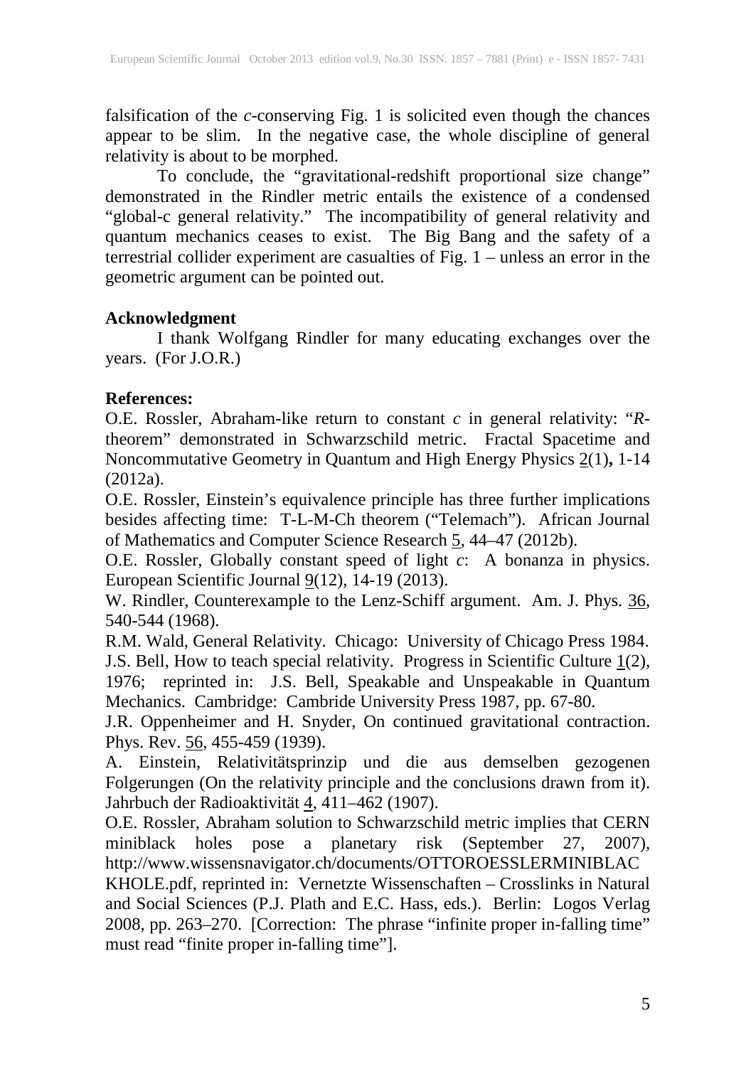falsification of the *c*-conserving Fig. 1 is solicited even though the chances appear to be slim. In the negative case, the whole discipline of general relativity is about to be morphed.

To conclude, the "gravitational-redshift proportional size change" demonstrated in the Rindler metric entails the existence of a condensed "global-c general relativity." The incompatibility of general relativity and quantum mechanics ceases to exist. The Big Bang and the safety of a terrestrial collider experiment are casualties of Fig. 1 – unless an error in the geometric argument can be pointed out.

**Acknowledgment**

I thank Wolfgang Rindler for many educating exchanges over the years. (For J.O.R.)

**References:**

O.E. Rossler, Abraham-like return to constant *c* in general relativity: "*R*-theorem" demonstrated in Schwarzschild metric. Fractal Spacetime and Noncommutative Geometry in Quantum and High Energy Physics 2(1)**,** 1-14 (2012a).

O.E. Rossler, Einstein's equivalence principle has three further implications besides affecting time: T-L-M-Ch theorem ("Telemach"). African Journal of Mathematics and Computer Science Research 5, 44–47 (2012b).

O.E. Rossler, Globally constant speed of light *c*: A bonanza in physics. European Scientific Journal 9(12), 14-19 (2013).

W. Rindler, Counterexample to the Lenz-Schiff argument. Am. J. Phys. 36, 540-544 (1968).

R.M. Wald, General Relativity. Chicago: University of Chicago Press 1984.

J.S. Bell, How to teach special relativity. Progress in Scientific Culture 1(2), 1976; reprinted in: J.S. Bell, Speakable and Unspeakable in Quantum Mechanics. Cambridge: Cambride University Press 1987, pp. 67-80.

J.R. Oppenheimer and H. Snyder, On continued gravitational contraction. Phys. Rev. 56, 455-459 (1939).

A. Einstein, Relativitätsprinzip und die aus demselben gezogenen Folgerungen (On the relativity principle and the conclusions drawn from it). Jahrbuch der Radioaktivität 4, 411–462 (1907).

O.E. Rossler, Abraham solution to Schwarzschild metric implies that CERN miniblack holes pose a planetary risk (September 27, 2007), http://www.wissensnavigator.ch/documents/OTTOROESSLERMINIBLACKHOLE.pdf, reprinted in: Vernetzte Wissenschaften – Crosslinks in Natural and Social Sciences (P.J. Plath and E.C. Hass, eds.). Berlin: Logos Verlag 2008, pp. 263–270. [Correction: The phrase "infinite proper in-falling time" must read "finite proper in-falling time"].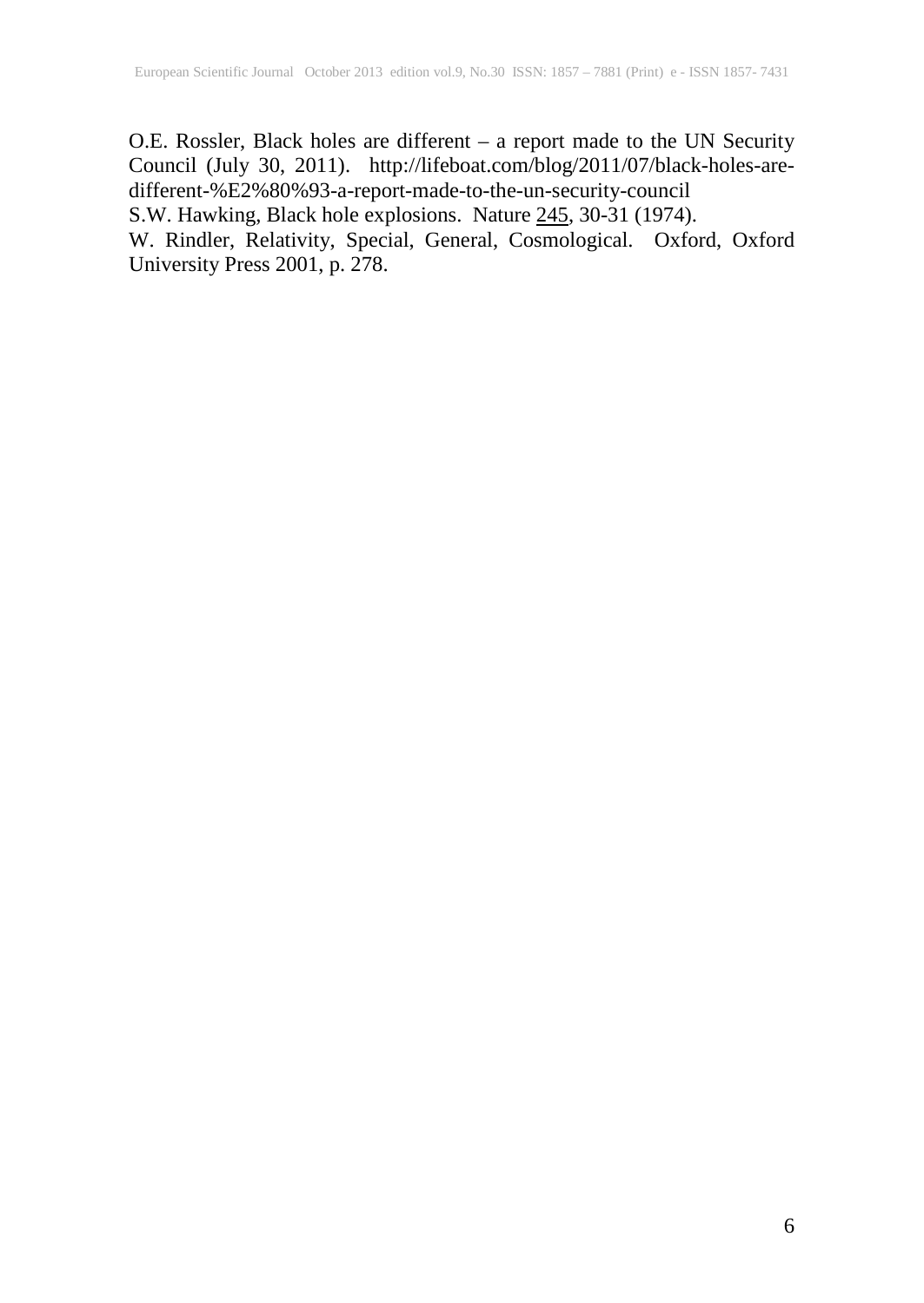O.E. Rossler, Black holes are different – a report made to the UN Security Council (July 30, 2011). http://lifeboat.com/blog/2011/07/black-holes-are-different-%E2%80%93-a-report-made-to-the-un-security-council

S.W. Hawking, Black hole explosions. Nature 245, 30-31 (1974).

W. Rindler, Relativity, Special, General, Cosmological. Oxford, Oxford University Press 2001, p. 278.